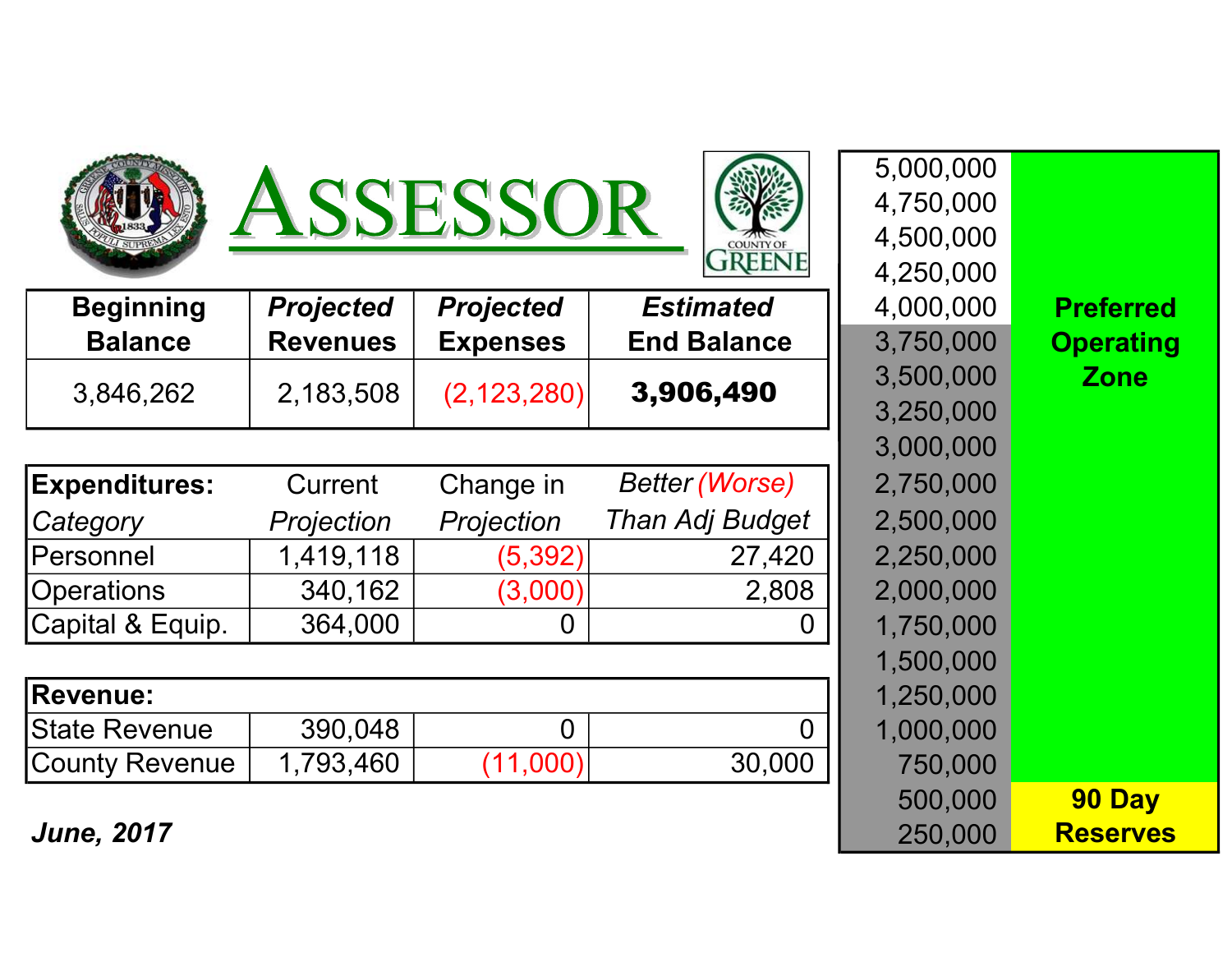# ASSESSOR

COUNTY OF GREENE

| Beginning Balance | *Projected Revenues* | *Projected Expenses* | *Estimated* End Balance |
|---|---|---|---|
| 3,846,262 | 2,183,508 | (2,123,280) | **3,906,490** |

| **Expenditures:** *Category* | Current *Projection* | Change in *Projection* | *Better (Worse) Than Adj Budget* |
|---|---|---|---|
| Personnel | 1,419,118 | (5,392) | 27,420 |
| Operations | 340,162 | (3,000) | 2,808 |
| Capital & Equip. | 364,000 | 0 | 0 |

| **Revenue:** | | | |
|---|---|---|---|
| State Revenue | 390,048 | 0 | 0 |
| County Revenue | 1,793,460 | (11,000) | 30,000 |

***June, 2017***

| | |
|---|---|
| 5,000,000 | **Preferred Operating Zone** |
| 4,750,000 | |
| 4,500,000 | |
| 4,250,000 | |
| 4,000,000 | |
| 3,750,000 | |
| 3,500,000 | |
| 3,250,000 | |
| 3,000,000 | |
| 2,750,000 | |
| 2,500,000 | |
| 2,250,000 | |
| 2,000,000 | |
| 1,750,000 | |
| 1,500,000 | |
| 1,250,000 | |
| 1,000,000 | |
| 750,000 | |
| 500,000 | **90 Day Reserves** |
| 250,000 | |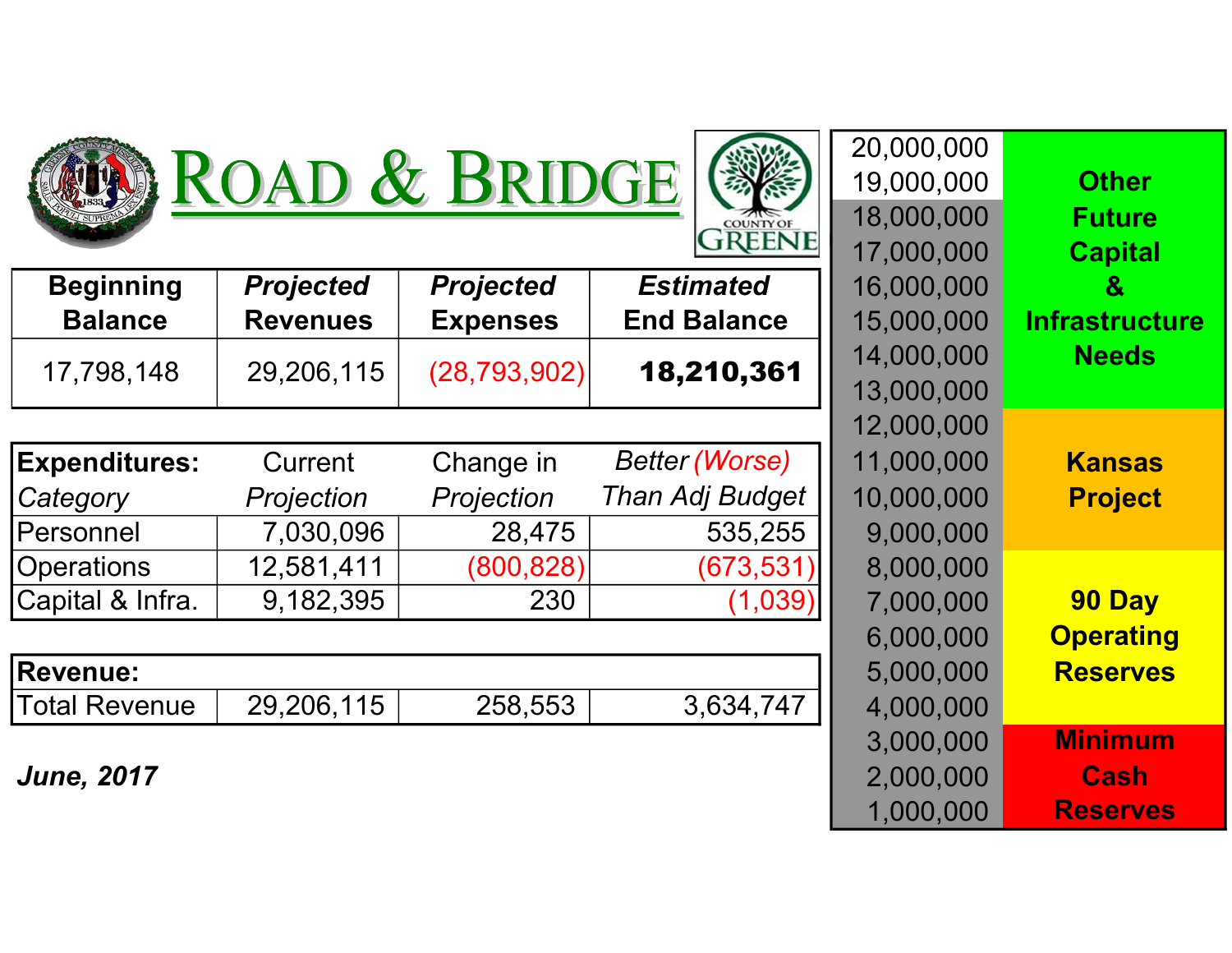# ROAD & BRIDGE

COUNTY OF GREENE

| Beginning Balance | *Projected* Revenues | *Projected* Expenses | *Estimated* End Balance |
|---|---|---|---|
| 17,798,148 | 29,206,115 | (28,793,902) | **18,210,361** |

| **Expenditures:** *Category* | Current *Projection* | Change in *Projection* | *Better (Worse) Than Adj Budget* |
|---|---|---|---|
| Personnel | 7,030,096 | 28,475 | 535,255 |
| Operations | 12,581,411 | (800,828) | (673,531) |
| Capital & Infra. | 9,182,395 | 230 | (1,039) |

| **Revenue:** | | | |
|---|---|---|---|
| Total Revenue | 29,206,115 | 258,553 | 3,634,747 |

***June, 2017***

| Amount | Category |
|---|---|
| 20,000,000 | **Other Future Capital & Infrastructure Needs** |
| 19,000,000 | |
| 18,000,000 | |
| 17,000,000 | |
| 16,000,000 | |
| 15,000,000 | |
| 14,000,000 | |
| 13,000,000 | |
| 12,000,000 | **Kansas Project** |
| 11,000,000 | |
| 10,000,000 | |
| 9,000,000 | |
| 8,000,000 | **90 Day Operating Reserves** |
| 7,000,000 | |
| 6,000,000 | |
| 5,000,000 | |
| 4,000,000 | |
| 3,000,000 | **Minimum Cash Reserves** |
| 2,000,000 | |
| 1,000,000 | |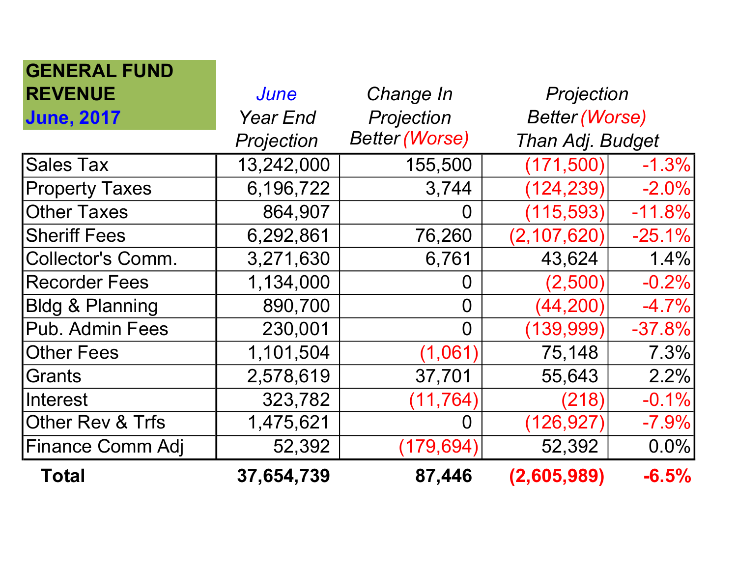**GENERAL FUND REVENUE**
**June, 2017**

| | *June* Year End Projection | Change In Projection Better (Worse) | Projection Better (Worse) Than Adj. Budget | |
|---|---|---|---|---|
| Sales Tax | 13,242,000 | 155,500 | (171,500) | -1.3% |
| Property Taxes | 6,196,722 | 3,744 | (124,239) | -2.0% |
| Other Taxes | 864,907 | 0 | (115,593) | -11.8% |
| Sheriff Fees | 6,292,861 | 76,260 | (2,107,620) | -25.1% |
| Collector's Comm. | 3,271,630 | 6,761 | 43,624 | 1.4% |
| Recorder Fees | 1,134,000 | 0 | (2,500) | -0.2% |
| Bldg & Planning | 890,700 | 0 | (44,200) | -4.7% |
| Pub. Admin Fees | 230,001 | 0 | (139,999) | -37.8% |
| Other Fees | 1,101,504 | (1,061) | 75,148 | 7.3% |
| Grants | 2,578,619 | 37,701 | 55,643 | 2.2% |
| Interest | 323,782 | (11,764) | (218) | -0.1% |
| Other Rev & Trfs | 1,475,621 | 0 | (126,927) | -7.9% |
| Finance Comm Adj | 52,392 | (179,694) | 52,392 | 0.0% |
| **Total** | **37,654,739** | **87,446** | **(2,605,989)** | **-6.5%** |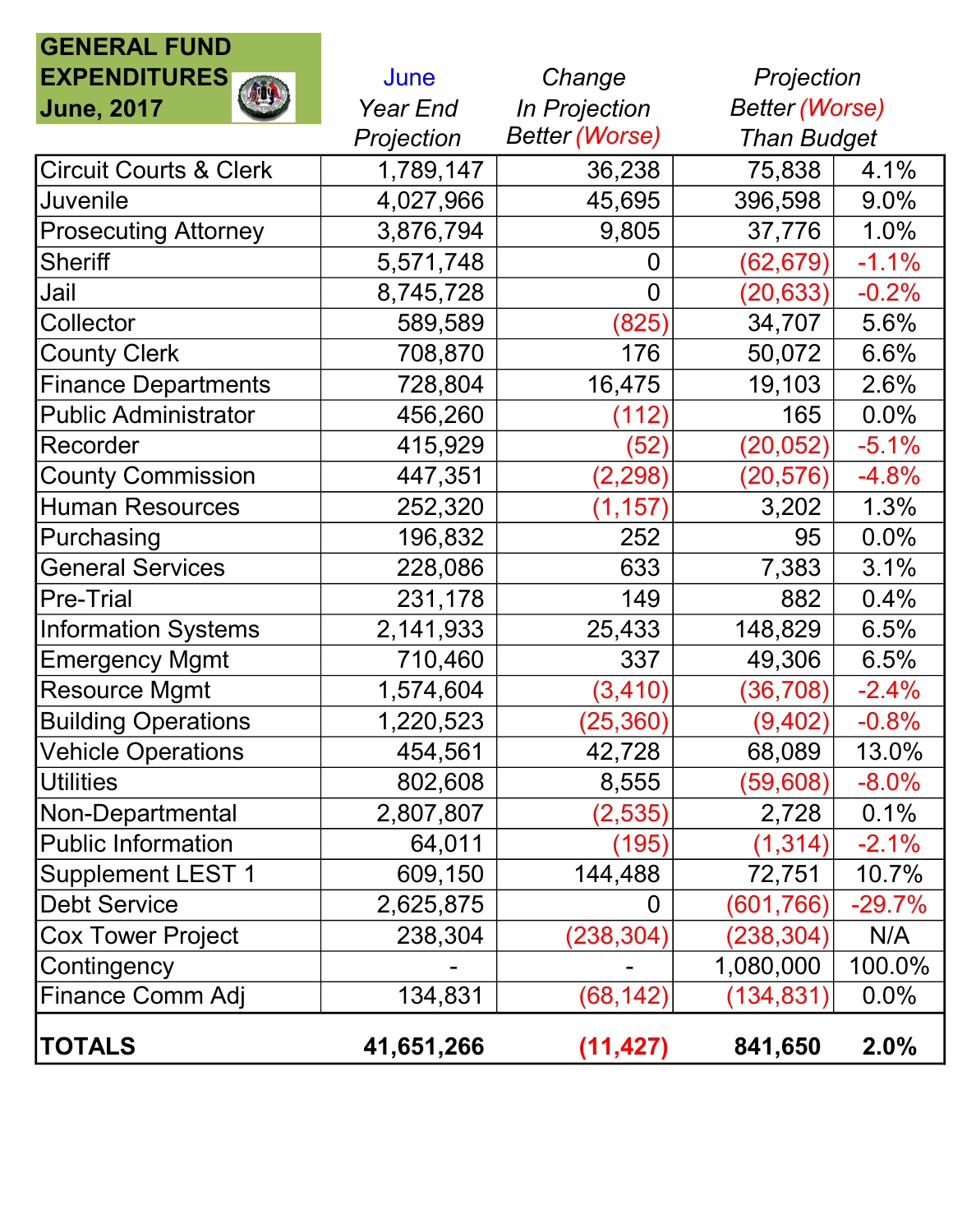**GENERAL FUND EXPENDITURES June, 2017**

| | *June Year End Projection* | *Change In Projection Better (Worse)* | *Projection Better (Worse) Than Budget* | |
|---|---|---|---|---|
| Circuit Courts & Clerk | 1,789,147 | 36,238 | 75,838 | 4.1% |
| Juvenile | 4,027,966 | 45,695 | 396,598 | 9.0% |
| Prosecuting Attorney | 3,876,794 | 9,805 | 37,776 | 1.0% |
| Sheriff | 5,571,748 | 0 | (62,679) | -1.1% |
| Jail | 8,745,728 | 0 | (20,633) | -0.2% |
| Collector | 589,589 | (825) | 34,707 | 5.6% |
| County Clerk | 708,870 | 176 | 50,072 | 6.6% |
| Finance Departments | 728,804 | 16,475 | 19,103 | 2.6% |
| Public Administrator | 456,260 | (112) | 165 | 0.0% |
| Recorder | 415,929 | (52) | (20,052) | -5.1% |
| County Commission | 447,351 | (2,298) | (20,576) | -4.8% |
| Human Resources | 252,320 | (1,157) | 3,202 | 1.3% |
| Purchasing | 196,832 | 252 | 95 | 0.0% |
| General Services | 228,086 | 633 | 7,383 | 3.1% |
| Pre-Trial | 231,178 | 149 | 882 | 0.4% |
| Information Systems | 2,141,933 | 25,433 | 148,829 | 6.5% |
| Emergency Mgmt | 710,460 | 337 | 49,306 | 6.5% |
| Resource Mgmt | 1,574,604 | (3,410) | (36,708) | -2.4% |
| Building Operations | 1,220,523 | (25,360) | (9,402) | -0.8% |
| Vehicle Operations | 454,561 | 42,728 | 68,089 | 13.0% |
| Utilities | 802,608 | 8,555 | (59,608) | -8.0% |
| Non-Departmental | 2,807,807 | (2,535) | 2,728 | 0.1% |
| Public Information | 64,011 | (195) | (1,314) | -2.1% |
| Supplement LEST 1 | 609,150 | 144,488 | 72,751 | 10.7% |
| Debt Service | 2,625,875 | 0 | (601,766) | -29.7% |
| Cox Tower Project | 238,304 | (238,304) | (238,304) | N/A |
| Contingency | - | - | 1,080,000 | 100.0% |
| Finance Comm Adj | 134,831 | (68,142) | (134,831) | 0.0% |
| **TOTALS** | **41,651,266** | **(11,427)** | **841,650** | **2.0%** |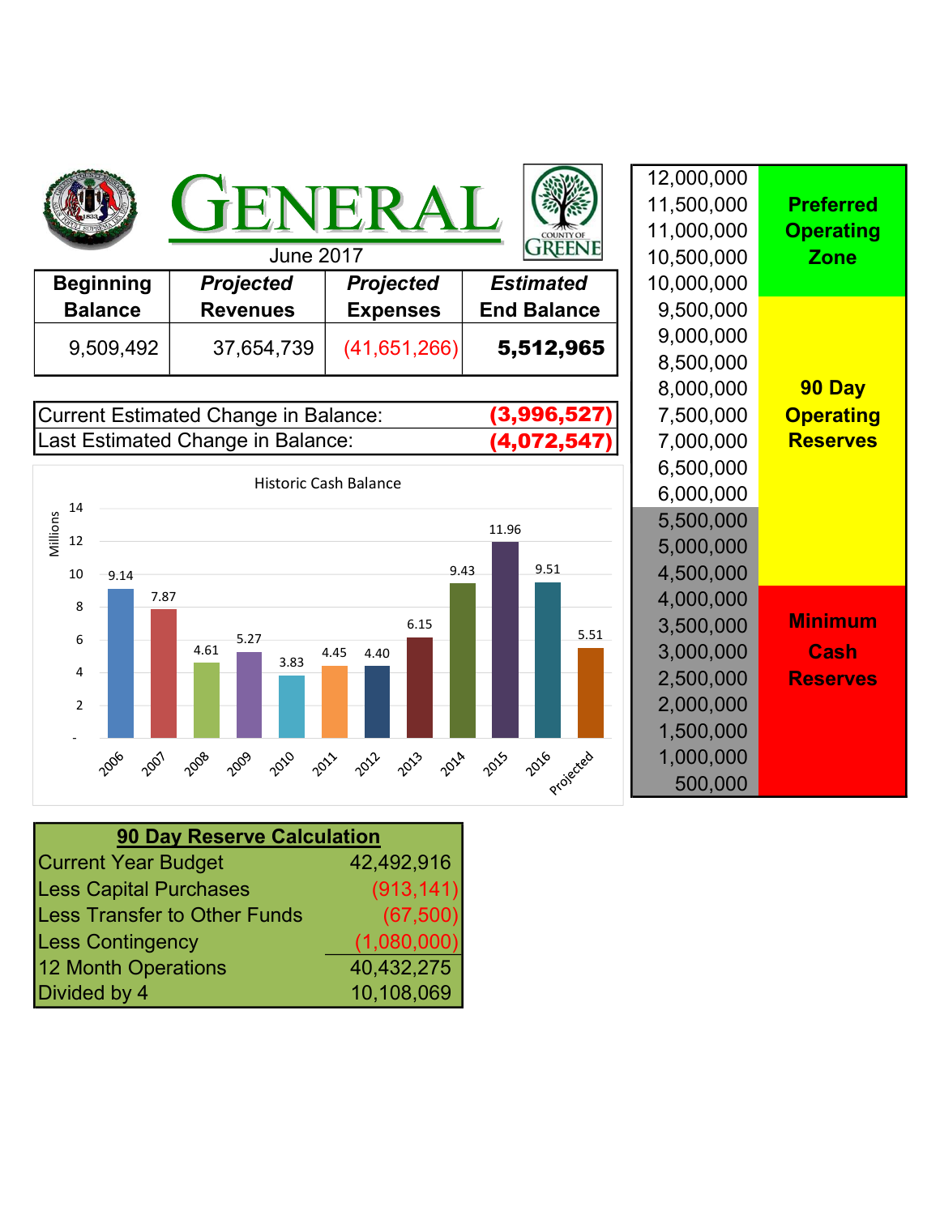# GENERAL

June 2017

| Beginning Balance | *Projected* Revenues | *Projected* Expenses | *Estimated* End Balance |
|---|---|---|---|
| 9,509,492 | 37,654,739 | (41,651,266) | **5,512,965** |

| | |
|---|---|
| Current Estimated Change in Balance: | **(3,996,527)** |
| Last Estimated Change in Balance: | **(4,072,547)** |

Historic Cash Balance

Millions

14
12
10
8
6
4
2
-

9.14 7.87 4.61 5.27 3.83 4.45 4.40 6.15 9.43 11.96 9.51 5.51

2006 2007 2008 2009 2010 2011 2012 2013 2014 2015 2016 Projected

12,000,000
11,500,000
11,000,000
10,500,000
10,000,000
9,500,000
9,000,000
8,500,000
8,000,000
7,500,000
7,000,000
6,500,000
6,000,000
5,500,000
5,000,000
4,500,000
4,000,000
3,500,000
3,000,000
2,500,000
2,000,000
1,500,000
1,000,000
500,000

**Preferred Operating Zone**

**90 Day Operating Reserves**

**Minimum Cash Reserves**

| **90 Day Reserve Calculation** | |
|---|---|
| Current Year Budget | 42,492,916 |
| Less Capital Purchases | (913,141) |
| Less Transfer to Other Funds | (67,500) |
| Less Contingency | (1,080,000) |
| 12 Month Operations | 40,432,275 |
| Divided by 4 | 10,108,069 |